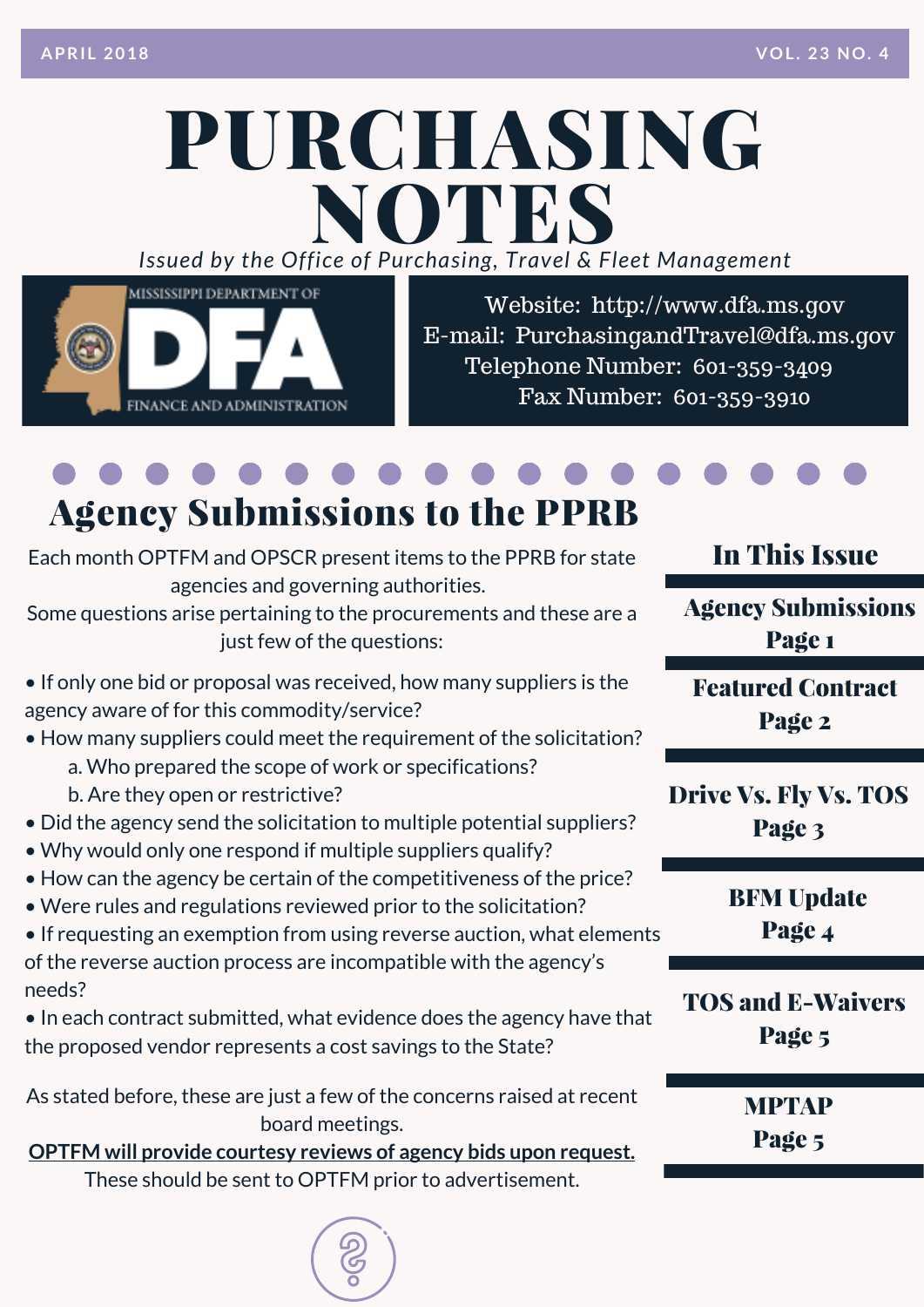APRIL 2018 VOL. 23 NO. 4

# PURCHASING NOTES

*Issued by the Office of Purchasing, Travel & Fleet Management*

MISSISSIPPI DEPARTMENT OF DFA FINANCE AND ADMINISTRATION

Website: http://www.dfa.ms.gov
E-mail: PurchasingandTravel@dfa.ms.gov
Telephone Number: 601-359-3409
Fax Number: 601-359-3910

## Agency Submissions to the PPRB

Each month OPTFM and OPSCR present items to the PPRB for state agencies and governing authorities.
Some questions arise pertaining to the procurements and these are a just few of the questions:

- If only one bid or proposal was received, how many suppliers is the agency aware of for this commodity/service?
- How many suppliers could meet the requirement of the solicitation?
  a. Who prepared the scope of work or specifications?
  b. Are they open or restrictive?
- Did the agency send the solicitation to multiple potential suppliers?
- Why would only one respond if multiple suppliers qualify?
- How can the agency be certain of the competitiveness of the price?
- Were rules and regulations reviewed prior to the solicitation?
- If requesting an exemption from using reverse auction, what elements of the reverse auction process are incompatible with the agency's needs?
- In each contract submitted, what evidence does the agency have that the proposed vendor represents a cost savings to the State?

As stated before, these are just a few of the concerns raised at recent board meetings.
**OPTFM will provide courtesy reviews of agency bids upon request.**
These should be sent to OPTFM prior to advertisement.

## In This Issue

- **Agency Submissions** Page 1
- **Featured Contract** Page 2
- **Drive Vs. Fly Vs. TOS** Page 3
- **BFM Update** Page 4
- **TOS and E-Waivers** Page 5
- **MPTAP** Page 5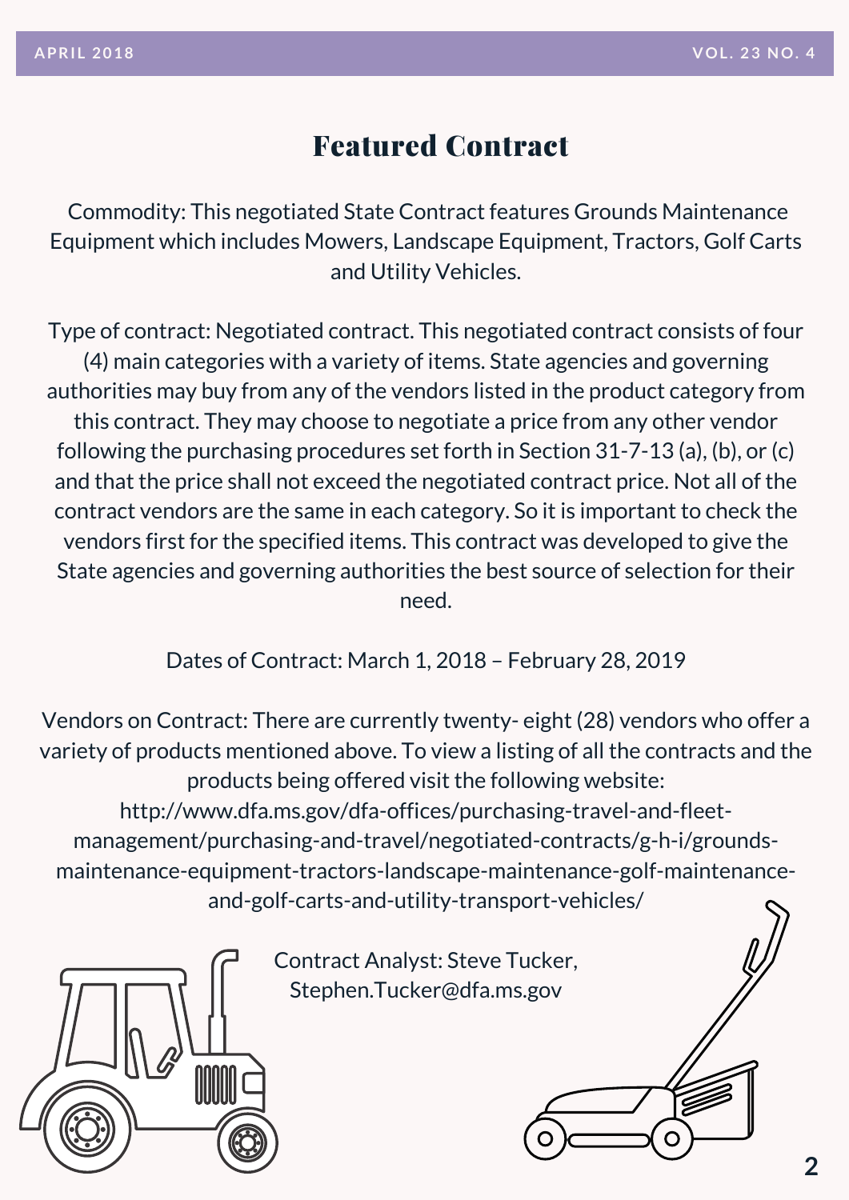# Featured Contract

Commodity: This negotiated State Contract features Grounds Maintenance Equipment which includes Mowers, Landscape Equipment, Tractors, Golf Carts and Utility Vehicles.

Type of contract: Negotiated contract. This negotiated contract consists of four (4) main categories with a variety of items. State agencies and governing authorities may buy from any of the vendors listed in the product category from this contract. They may choose to negotiate a price from any other vendor following the purchasing procedures set forth in Section 31-7-13 (a), (b), or (c) and that the price shall not exceed the negotiated contract price. Not all of the contract vendors are the same in each category. So it is important to check the vendors first for the specified items. This contract was developed to give the State agencies and governing authorities the best source of selection for their need.

Dates of Contract: March 1, 2018 – February 28, 2019

Vendors on Contract: There are currently twenty- eight (28) vendors who offer a variety of products mentioned above. To view a listing of all the contracts and the products being offered visit the following website: http://www.dfa.ms.gov/dfa-offices/purchasing-travel-and-fleet-management/purchasing-and-travel/negotiated-contracts/g-h-i/grounds-maintenance-equipment-tractors-landscape-maintenance-golf-maintenance-and-golf-carts-and-utility-transport-vehicles/

Contract Analyst: Steve Tucker, Stephen.Tucker@dfa.ms.gov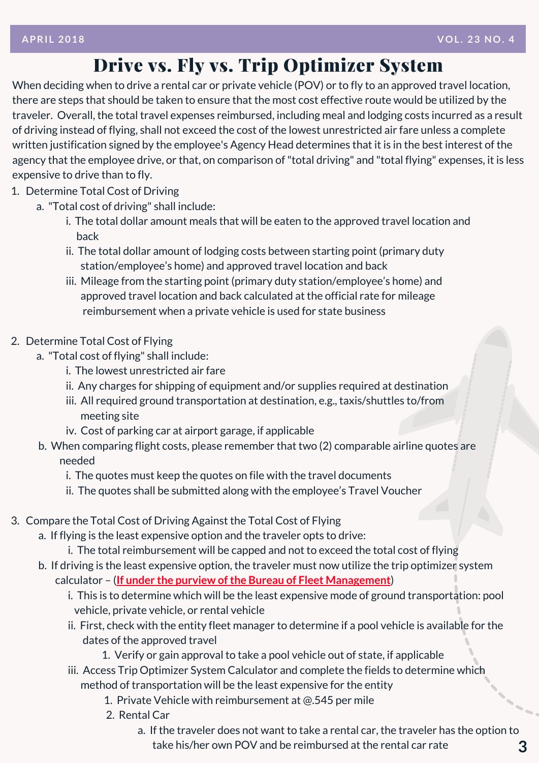# Drive vs. Fly vs. Trip Optimizer System

When deciding when to drive a rental car or private vehicle (POV) or to fly to an approved travel location, there are steps that should be taken to ensure that the most cost effective route would be utilized by the traveler. Overall, the total travel expenses reimbursed, including meal and lodging costs incurred as a result of driving instead of flying, shall not exceed the cost of the lowest unrestricted air fare unless a complete written justification signed by the employee's Agency Head determines that it is in the best interest of the agency that the employee drive, or that, on comparison of "total driving" and "total flying" expenses, it is less expensive to drive than to fly.

1. Determine Total Cost of Driving
   a. "Total cost of driving" shall include:
      i. The total dollar amount meals that will be eaten to the approved travel location and back
      ii. The total dollar amount of lodging costs between starting point (primary duty station/employee's home) and approved travel location and back
      iii. Mileage from the starting point (primary duty station/employee's home) and approved travel location and back calculated at the official rate for mileage reimbursement when a private vehicle is used for state business

2. Determine Total Cost of Flying
   a. "Total cost of flying" shall include:
      i. The lowest unrestricted air fare
      ii. Any charges for shipping of equipment and/or supplies required at destination
      iii. All required ground transportation at destination, e.g., taxis/shuttles to/from meeting site
      iv. Cost of parking car at airport garage, if applicable
   b. When comparing flight costs, please remember that two (2) comparable airline quotes are needed
      i. The quotes must keep the quotes on file with the travel documents
      ii. The quotes shall be submitted along with the employee's Travel Voucher

3. Compare the Total Cost of Driving Against the Total Cost of Flying
   a. If flying is the least expensive option and the traveler opts to drive:
      i. The total reimbursement will be capped and not to exceed the total cost of flying
   b. If driving is the least expensive option, the traveler must now utilize the trip optimizer system calculator – (**If under the purview of the Bureau of Fleet Management**)
      i. This is to determine which will be the least expensive mode of ground transportation: pool vehicle, private vehicle, or rental vehicle
      ii. First, check with the entity fleet manager to determine if a pool vehicle is available for the dates of the approved travel
         1. Verify or gain approval to take a pool vehicle out of state, if applicable
      iii. Access Trip Optimizer System Calculator and complete the fields to determine which method of transportation will be the least expensive for the entity
         1. Private Vehicle with reimbursement at @.545 per mile
         2. Rental Car
            a. If the traveler does not want to take a rental car, the traveler has the option to take his/her own POV and be reimbursed at the rental car rate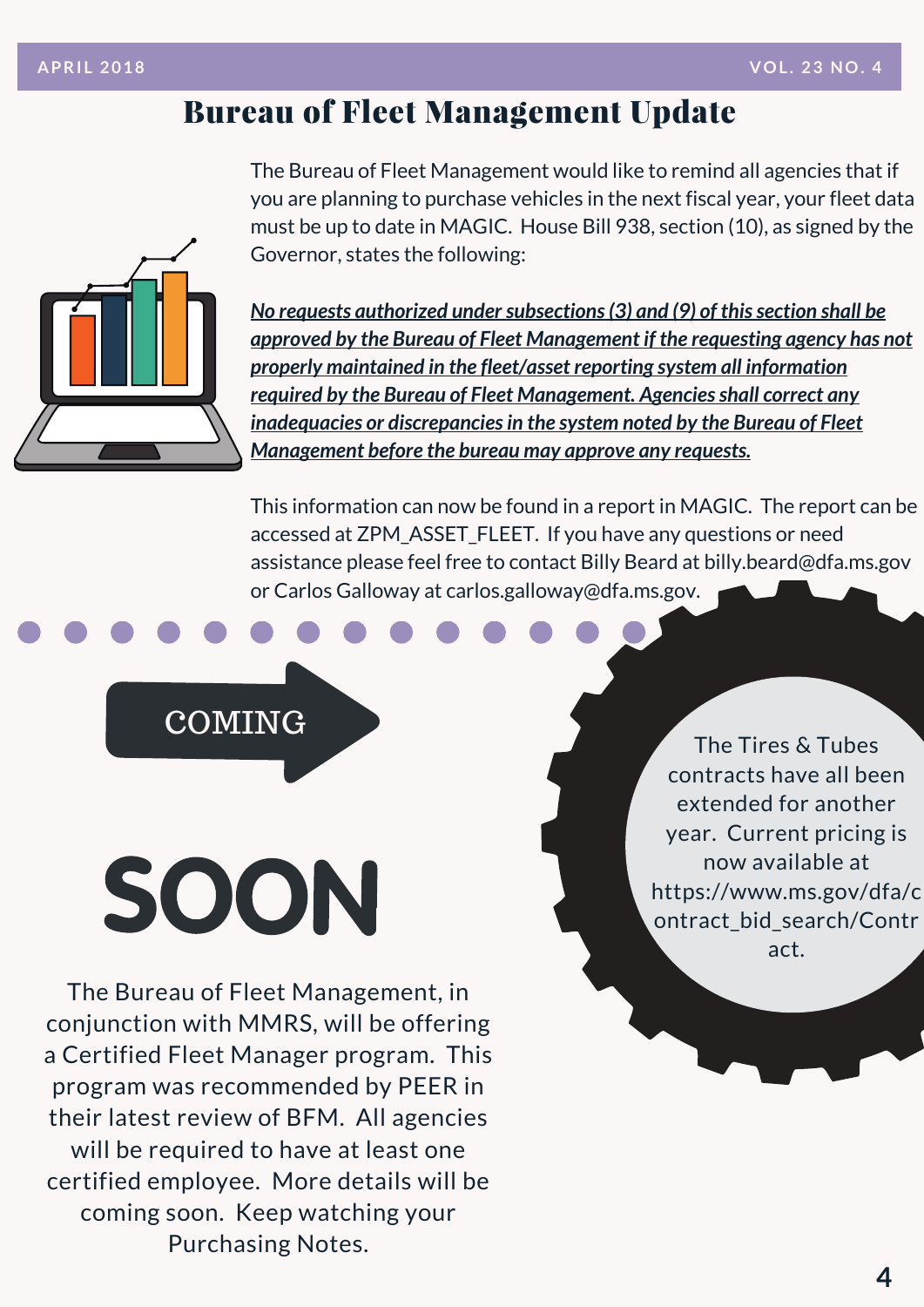# Bureau of Fleet Management Update

The Bureau of Fleet Management would like to remind all agencies that if you are planning to purchase vehicles in the next fiscal year, your fleet data must be up to date in MAGIC. House Bill 938, section (10), as signed by the Governor, states the following:

***No requests authorized under subsections (3) and (9) of this section shall be approved by the Bureau of Fleet Management if the requesting agency has not properly maintained in the fleet/asset reporting system all information required by the Bureau of Fleet Management. Agencies shall correct any inadequacies or discrepancies in the system noted by the Bureau of Fleet Management before the bureau may approve any requests.***

This information can now be found in a report in MAGIC. The report can be accessed at ZPM_ASSET_FLEET. If you have any questions or need assistance please feel free to contact Billy Beard at billy.beard@dfa.ms.gov or Carlos Galloway at carlos.galloway@dfa.ms.gov.

## COMING SOON

The Bureau of Fleet Management, in conjunction with MMRS, will be offering a Certified Fleet Manager program. This program was recommended by PEER in their latest review of BFM. All agencies will be required to have at least one certified employee. More details will be coming soon. Keep watching your Purchasing Notes.

The Tires & Tubes contracts have all been extended for another year. Current pricing is now available at https://www.ms.gov/dfa/contract_bid_search/Contract.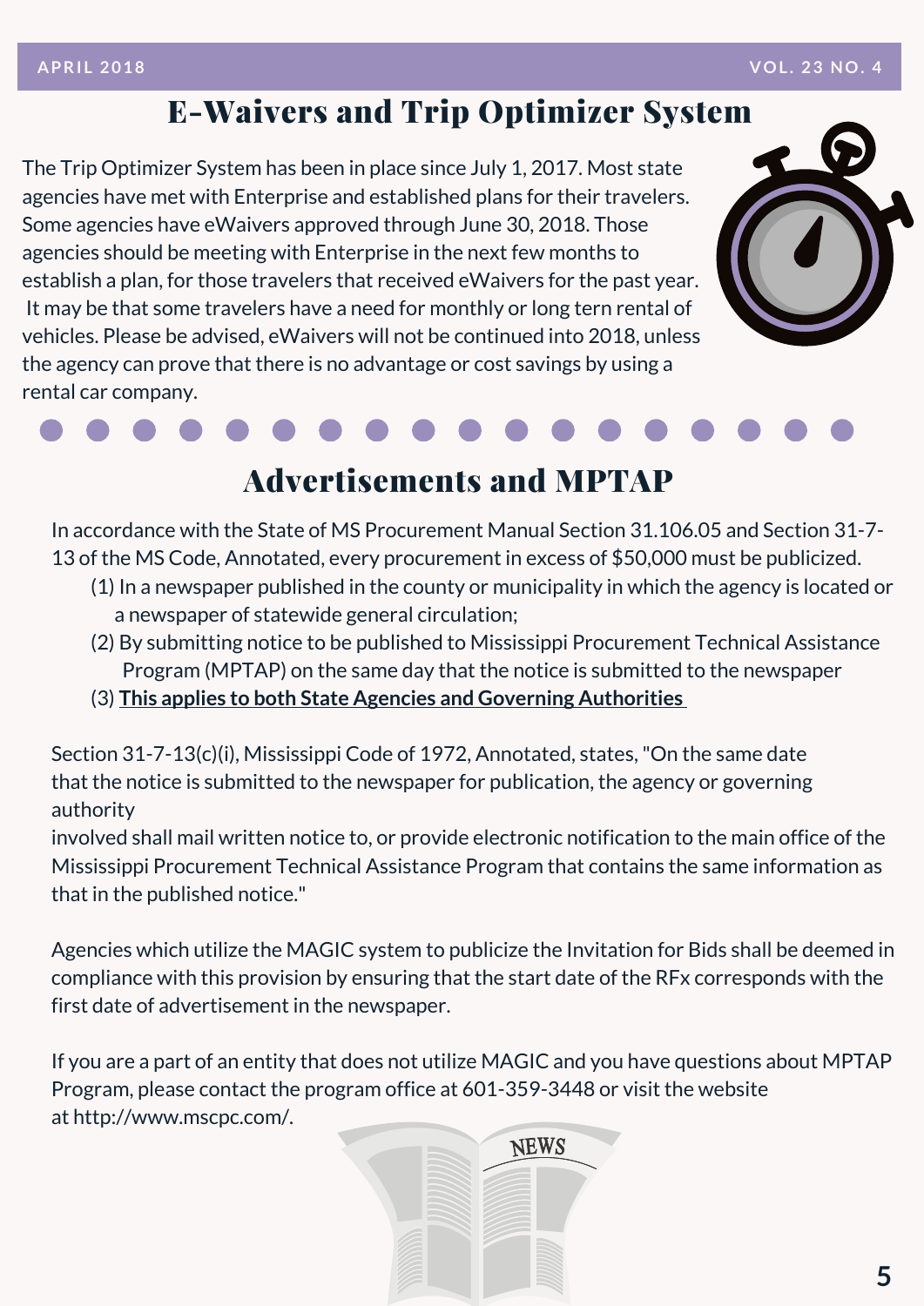# E-Waivers and Trip Optimizer System

The Trip Optimizer System has been in place since July 1, 2017. Most state agencies have met with Enterprise and established plans for their travelers. Some agencies have eWaivers approved through June 30, 2018. Those agencies should be meeting with Enterprise in the next few months to establish a plan, for those travelers that received eWaivers for the past year. It may be that some travelers have a need for monthly or long tern rental of vehicles. Please be advised, eWaivers will not be continued into 2018, unless the agency can prove that there is no advantage or cost savings by using a rental car company.

# Advertisements and MPTAP

In accordance with the State of MS Procurement Manual Section 31.106.05 and Section 31-7-13 of the MS Code, Annotated, every procurement in excess of $50,000 must be publicized.

(1) In a newspaper published in the county or municipality in which the agency is located or a newspaper of statewide general circulation;

(2) By submitting notice to be published to Mississippi Procurement Technical Assistance Program (MPTAP) on the same day that the notice is submitted to the newspaper

(3) **This applies to both State Agencies and Governing Authorities**

Section 31-7-13(c)(i), Mississippi Code of 1972, Annotated, states, "On the same date that the notice is submitted to the newspaper for publication, the agency or governing authority involved shall mail written notice to, or provide electronic notification to the main office of the Mississippi Procurement Technical Assistance Program that contains the same information as that in the published notice."

Agencies which utilize the MAGIC system to publicize the Invitation for Bids shall be deemed in compliance with this provision by ensuring that the start date of the RFx corresponds with the first date of advertisement in the newspaper.

If you are a part of an entity that does not utilize MAGIC and you have questions about MPTAP Program, please contact the program office at 601-359-3448 or visit the website at http://www.mscpc.com/.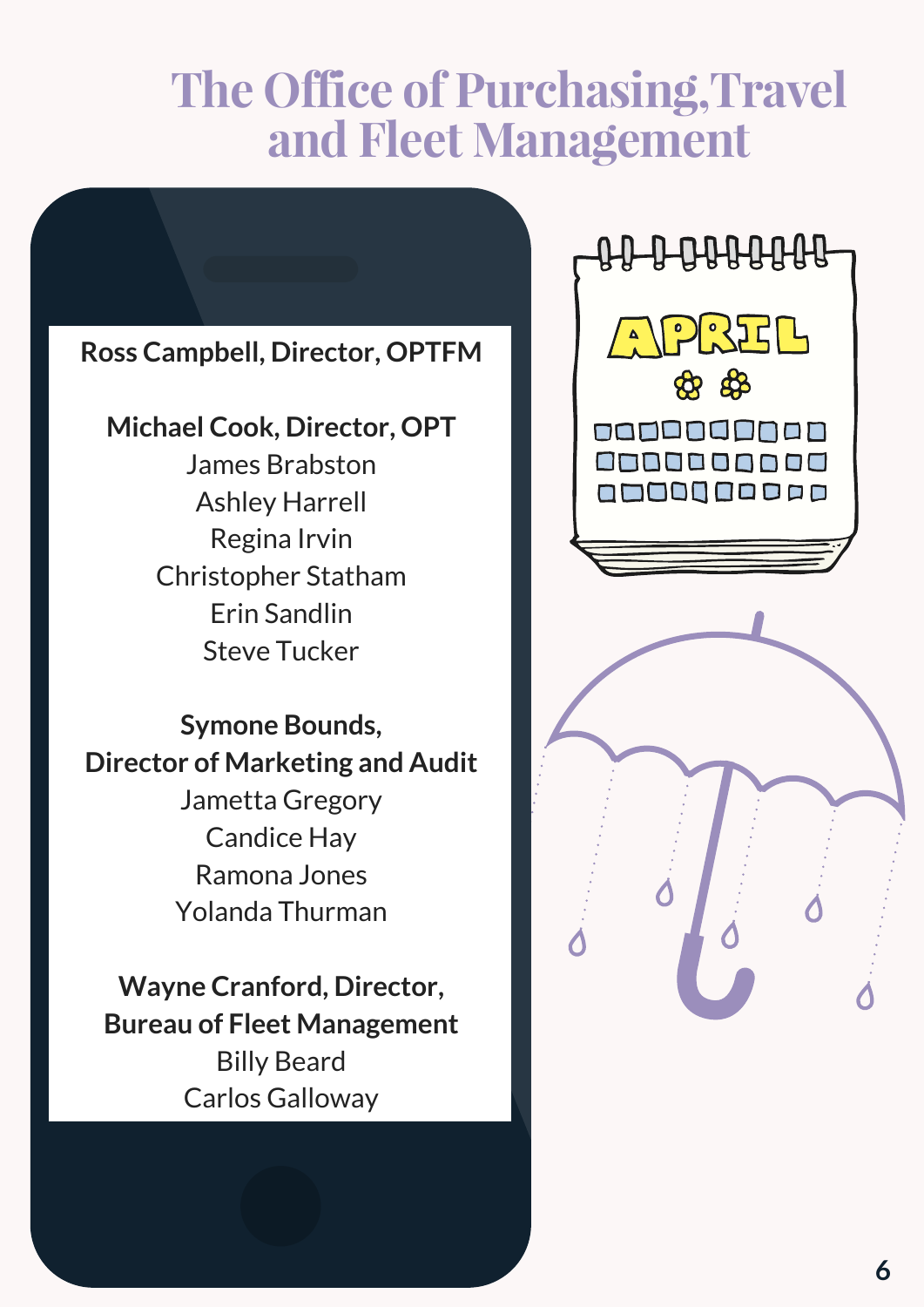# The Office of Purchasing,Travel and Fleet Management

**Ross Campbell, Director, OPTFM**

**Michael Cook, Director, OPT**
James Brabston
Ashley Harrell
Regina Irvin
Christopher Statham
Erin Sandlin
Steve Tucker

**Symone Bounds,**
**Director of Marketing and Audit**
Jametta Gregory
Candice Hay
Ramona Jones
Yolanda Thurman

**Wayne Cranford, Director,**
**Bureau of Fleet Management**
Billy Beard
Carlos Galloway

APRIL